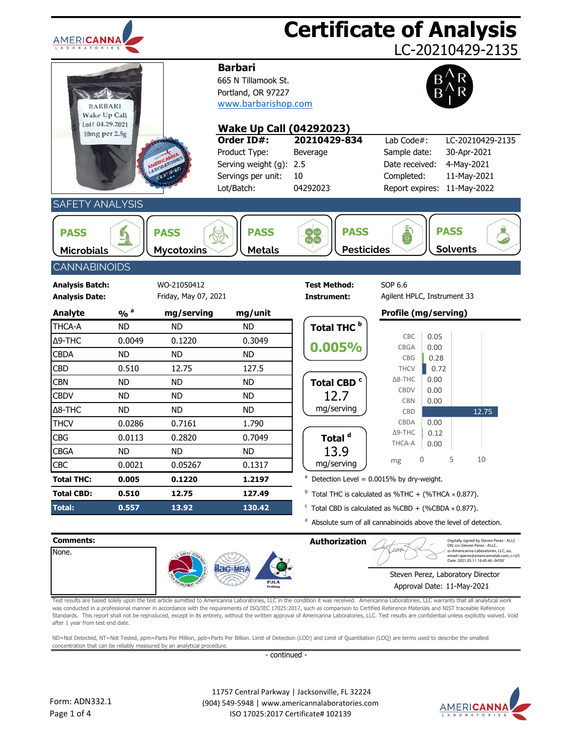# Certificate of Analysis

LC-20210429-2135

**Barbari**
665 N Tillamook St.
Portland, OR 97227
www.barbarishop.com

## Wake Up Call (04292023)

| | | | |
|---|---|---|---|
| **Order ID#:** | **20210429-834** | Lab Code#: | LC-20210429-2135 |
| Product Type: | Beverage | Sample date: | 30-Apr-2021 |
| Serving weight (g): | 2.5 | Date received: | 4-May-2021 |
| Servings per unit: | 10 | Completed: | 11-May-2021 |
| Lot/Batch: | 04292023 | Report expires: | 11-May-2022 |

## SAFETY ANALYSIS

| Microbials | Mycotoxins | Metals | Pesticides | Solvents |
|---|---|---|---|---|
| PASS | PASS | PASS | PASS | PASS |

## CANNABINOIDS

**Analysis Batch:** WO-21050412
**Analysis Date:** Friday, May 07, 2021
**Test Method:** SOP 6.6
**Instrument:** Agilent HPLC, Instrument 33

| Analyte | % [a] | mg/serving | mg/unit |
|---|---|---|---|
| THCA-A | ND | ND | ND |
| Δ9-THC | 0.0049 | 0.1220 | 0.3049 |
| CBDA | ND | ND | ND |
| CBD | 0.510 | 12.75 | 127.5 |
| CBN | ND | ND | ND |
| CBDV | ND | ND | ND |
| Δ8-THC | ND | ND | ND |
| THCV | 0.0286 | 0.7161 | 1.790 |
| CBG | 0.0113 | 0.2820 | 0.7049 |
| CBGA | ND | ND | ND |
| CBC | 0.0021 | 0.05267 | 0.1317 |
| **Total THC:** | **0.005** | **0.1220** | **1.2197** |
| **Total CBD:** | **0.510** | **12.75** | **127.49** |
| **Total:** | **0.557** | **13.92** | **130.42** |

**Total THC [b]:** 0.005%

**Total CBD [c]:** 12.7 mg/serving

**Total [d]:** 13.9 mg/serving

**Profile (mg/serving)**

| Analyte | mg |
|---|---|
| CBC | 0.05 |
| CBGA | 0.00 |
| CBG | 0.28 |
| THCV | 0.72 |
| Δ8-THC | 0.00 |
| CBDV | 0.00 |
| CBN | 0.00 |
| CBD | 12.75 |
| CBDA | 0.00 |
| Δ9-THC | 0.12 |
| THCA-A | 0.00 |

[a] Detection Level = 0.0015% by dry-weight.
[b] Total THC is calculated as %THC + (%THCA × 0.877).
[c] Total CBD is calculated as %CBD + (%CBDA × 0.877).
[d] Absolute sum of all cannabinoids above the level of detection.

**Comments:**
None.

**Authorization**

Digitally signed by Steven Perez - ALLC DN: cn=Steven Perez - ALLC, o=Americanna Laboratories, LLC, ou, email=sperez@americannalab.com, c=US Date: 2021.05.11 16:45:46 -04'00'

Steven Perez, Laboratory Director
Approval Date: 11-May-2021

Test results are based solely upon the test article sumitted to Americanna Laboratories, LLC in the condition it was received. Americanna Laboratories, LLC warrants that all analytical work was conducted in a professional manner in accordance with the requirements of ISO/IEC 17025:2017, such as comparison to Certified Reference Materials and NIST traceable Reference Standards. This report shall not be reproduced, except in its entirety, without the written approval of Americanna Laboratories, LLC. Test results are confidential unless explicitly waived. Void after 1 year from test end date.

ND=Not Detected, NT=Not Tested, ppm=Parts Per Million, ppb=Parts Per Billion. Limit of Detection (LOD) and Limit of Quantitation (LOQ) are terms used to describe the smallest concentration that can be reliably measured by an analytical procedure.

- continued -

11757 Central Parkway | Jacksonville, FL 32224
(904) 549-5948 | www.americannalaboratories.com
ISO 17025:2017 Certificate# 102139

Form: ADN332.1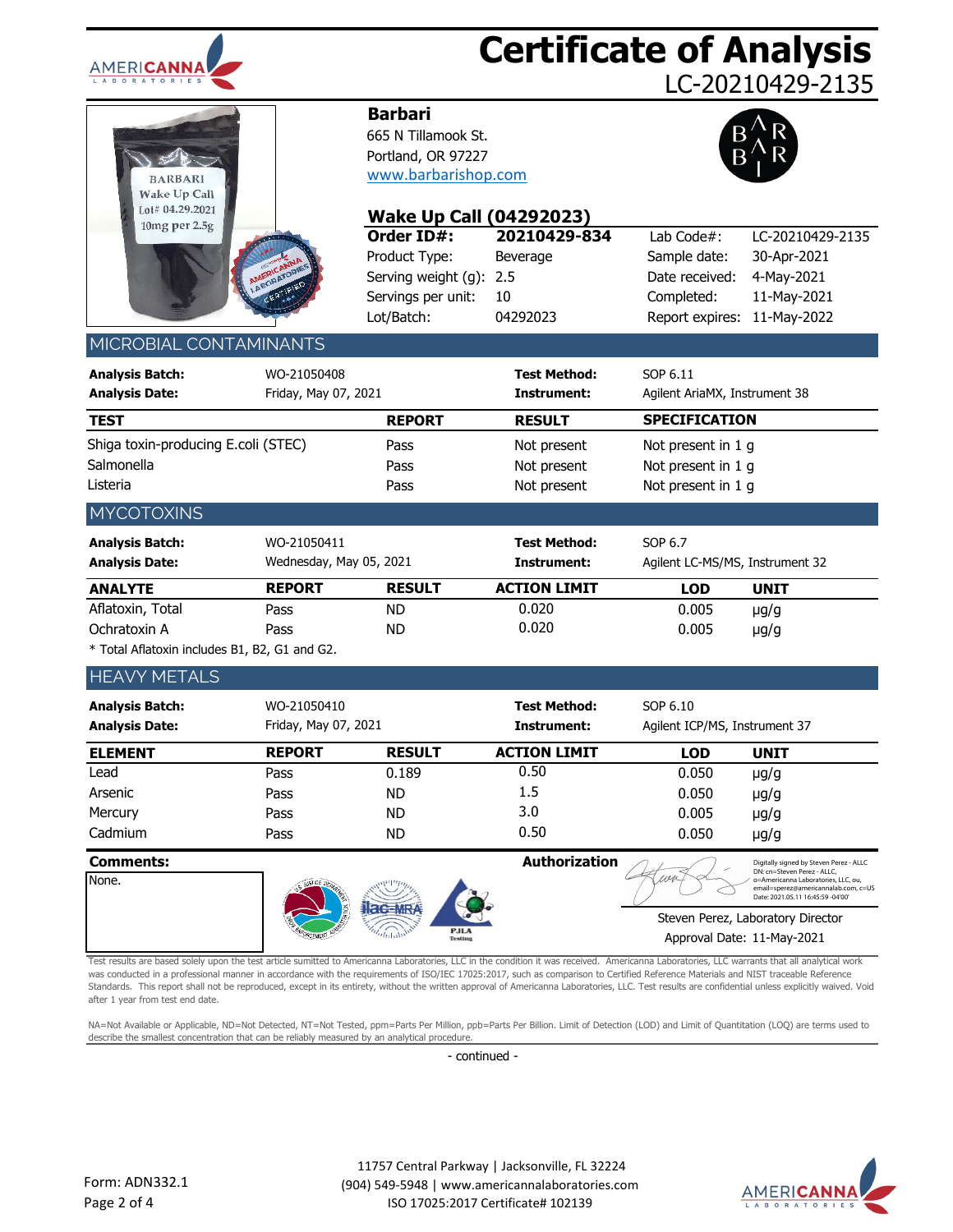# Certificate of Analysis

LC-20210429-2135

**Barbari**
665 N Tillamook St.
Portland, OR 97227
www.barbarishop.com

## Wake Up Call (04292023)

| **Order ID#:** | **20210429-834** | Lab Code#: | LC-20210429-2135 |
|---|---|---|---|
| Product Type: | Beverage | Sample date: | 30-Apr-2021 |
| Serving weight (g): | 2.5 | Date received: | 4-May-2021 |
| Servings per unit: | 10 | Completed: | 11-May-2021 |
| Lot/Batch: | 04292023 | Report expires: | 11-May-2022 |

## MICROBIAL CONTAMINANTS

| **Analysis Batch:** | WO-21050408 | **Test Method:** | SOP 6.11 |
|---|---|---|---|
| **Analysis Date:** | Friday, May 07, 2021 | **Instrument:** | Agilent AriaMX, Instrument 38 |

| TEST | REPORT | RESULT | SPECIFICATION |
|---|---|---|---|
| Shiga toxin-producing E.coli (STEC) | Pass | Not present | Not present in 1 g |
| Salmonella | Pass | Not present | Not present in 1 g |
| Listeria | Pass | Not present | Not present in 1 g |

## MYCOTOXINS

| **Analysis Batch:** | WO-21050411 | **Test Method:** | SOP 6.7 |
|---|---|---|---|
| **Analysis Date:** | Wednesday, May 05, 2021 | **Instrument:** | Agilent LC-MS/MS, Instrument 32 |

| ANALYTE | REPORT | RESULT | ACTION LIMIT | LOD | UNIT |
|---|---|---|---|---|---|
| Aflatoxin, Total | Pass | ND | 0.020 | 0.005 | µg/g |
| Ochratoxin A | Pass | ND | 0.020 | 0.005 | µg/g |

* Total Aflatoxin includes B1, B2, G1 and G2.

## HEAVY METALS

| **Analysis Batch:** | WO-21050410 | **Test Method:** | SOP 6.10 |
|---|---|---|---|
| **Analysis Date:** | Friday, May 07, 2021 | **Instrument:** | Agilent ICP/MS, Instrument 37 |

| ELEMENT | REPORT | RESULT | ACTION LIMIT | LOD | UNIT |
|---|---|---|---|---|---|
| Lead | Pass | 0.189 | 0.50 | 0.050 | µg/g |
| Arsenic | Pass | ND | 1.5 | 0.050 | µg/g |
| Mercury | Pass | ND | 3.0 | 0.005 | µg/g |
| Cadmium | Pass | ND | 0.50 | 0.050 | µg/g |

**Comments:**
None.

**Authorization**

Digitally signed by Steven Perez - ALLC
DN: cn=Steven Perez - ALLC, o=Americanna Laboratories, LLC, ou, email=sperez@americannalab.com, c=US
Date: 2021.05.11 16:45:59 -04'00'

Steven Perez, Laboratory Director
Approval Date: 11-May-2021

Test results are based solely upon the test article sumitted to Americanna Laboratories, LLC in the condition it was received. Americanna Laboratories, LLC warrants that all analytical work was conducted in a professional manner in accordance with the requirements of ISO/IEC 17025:2017, such as comparison to Certified Reference Materials and NIST traceable Reference Standards. This report shall not be reproduced, except in its entirety, without the written approval of Americanna Laboratories, LLC. Test results are confidential unless explicitly waived. Void after 1 year from test end date.

NA=Not Available or Applicable, ND=Not Detected, NT=Not Tested, ppm=Parts Per Million, ppb=Parts Per Billion. Limit of Detection (LOD) and Limit of Quantitation (LOQ) are terms used to describe the smallest concentration that can be reliably measured by an analytical procedure.

- continued -

Form: ADN332.1

11757 Central Parkway | Jacksonville, FL 32224
(904) 549-5948 | www.americannalaboratories.com
ISO 17025:2017 Certificate# 102139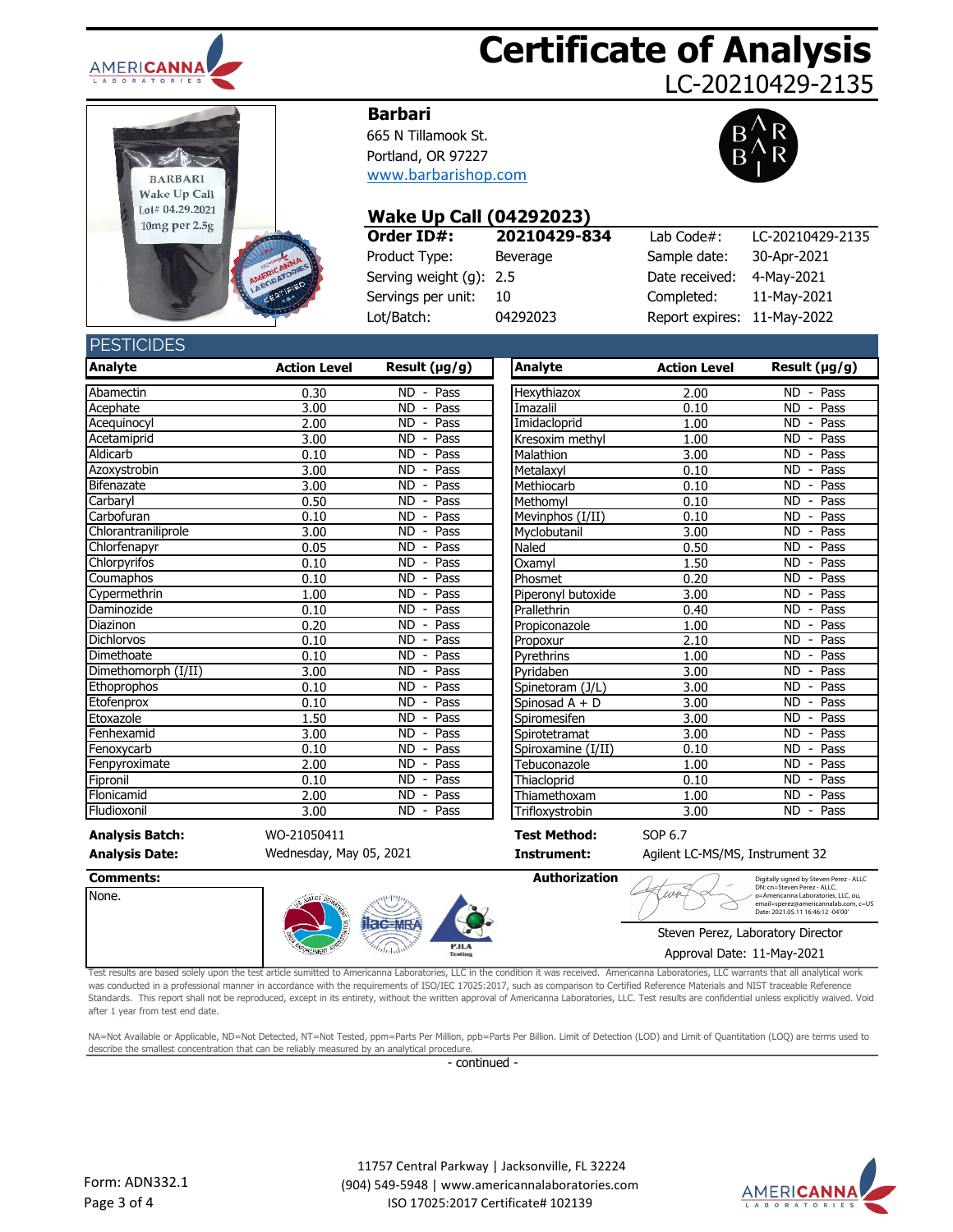# Certificate of Analysis
LC-20210429-2135

**Barbari**
665 N Tillamook St.
Portland, OR 97227
www.barbarishop.com

## Wake Up Call (04292023)

| Order ID#: | 20210429-834 | Lab Code#: | LC-20210429-2135 |
|---|---|---|---|
| Product Type: | Beverage | Sample date: | 30-Apr-2021 |
| Serving weight (g): | 2.5 | Date received: | 4-May-2021 |
| Servings per unit: | 10 | Completed: | 11-May-2021 |
| Lot/Batch: | 04292023 | Report expires: | 11-May-2022 |

## PESTICIDES

| Analyte | Action Level | Result (µg/g) |
|---|---|---|
| Abamectin | 0.30 | ND - Pass |
| Acephate | 3.00 | ND - Pass |
| Acequinocyl | 2.00 | ND - Pass |
| Acetamiprid | 3.00 | ND - Pass |
| Aldicarb | 0.10 | ND - Pass |
| Azoxystrobin | 3.00 | ND - Pass |
| Bifenazate | 3.00 | ND - Pass |
| Carbaryl | 0.50 | ND - Pass |
| Carbofuran | 0.10 | ND - Pass |
| Chlorantraniliprole | 3.00 | ND - Pass |
| Chlorfenapyr | 0.05 | ND - Pass |
| Chlorpyrifos | 0.10 | ND - Pass |
| Coumaphos | 0.10 | ND - Pass |
| Cypermethrin | 1.00 | ND - Pass |
| Daminozide | 0.10 | ND - Pass |
| Diazinon | 0.20 | ND - Pass |
| Dichlorvos | 0.10 | ND - Pass |
| Dimethoate | 0.10 | ND - Pass |
| Dimethomorph (I/II) | 3.00 | ND - Pass |
| Ethoprophos | 0.10 | ND - Pass |
| Etofenprox | 0.10 | ND - Pass |
| Etoxazole | 1.50 | ND - Pass |
| Fenhexamid | 3.00 | ND - Pass |
| Fenoxycarb | 0.10 | ND - Pass |
| Fenpyroximate | 2.00 | ND - Pass |
| Fipronil | 0.10 | ND - Pass |
| Flonicamid | 2.00 | ND - Pass |
| Fludioxonil | 3.00 | ND - Pass |
| Hexythiazox | 2.00 | ND - Pass |
| Imazalil | 0.10 | ND - Pass |
| Imidacloprid | 1.00 | ND - Pass |
| Kresoxim methyl | 1.00 | ND - Pass |
| Malathion | 3.00 | ND - Pass |
| Metalaxyl | 0.10 | ND - Pass |
| Methiocarb | 0.10 | ND - Pass |
| Methomyl | 0.10 | ND - Pass |
| Mevinphos (I/II) | 0.10 | ND - Pass |
| Myclobutanil | 3.00 | ND - Pass |
| Naled | 0.50 | ND - Pass |
| Oxamyl | 1.50 | ND - Pass |
| Phosmet | 0.20 | ND - Pass |
| Piperonyl butoxide | 3.00 | ND - Pass |
| Prallethrin | 0.40 | ND - Pass |
| Propiconazole | 1.00 | ND - Pass |
| Propoxur | 2.10 | ND - Pass |
| Pyrethrins | 1.00 | ND - Pass |
| Pyridaben | 3.00 | ND - Pass |
| Spinetoram (J/L) | 3.00 | ND - Pass |
| Spinosad A + D | 3.00 | ND - Pass |
| Spiromesifen | 3.00 | ND - Pass |
| Spirotetramat | 3.00 | ND - Pass |
| Spiroxamine (I/II) | 0.10 | ND - Pass |
| Tebuconazole | 1.00 | ND - Pass |
| Thiacloprid | 0.10 | ND - Pass |
| Thiamethoxam | 1.00 | ND - Pass |
| Trifloxystrobin | 3.00 | ND - Pass |

**Analysis Batch:** WO-21050411
**Analysis Date:** Wednesday, May 05, 2021
**Test Method:** SOP 6.7
**Instrument:** Agilent LC-MS/MS, Instrument 32

**Comments:**
None.

**Authorization**

Digitally signed by Steven Perez - ALLC
DN: cn=Steven Perez - ALLC, o=Americanna Laboratories, LLC, ou, email=sperez@americannalab.com, c=US
Date: 2021.05.11 16:46:12 -04'00'

Steven Perez, Laboratory Director
Approval Date: 11-May-2021

Test results are based solely upon the test article sumitted to Americanna Laboratories, LLC in the condition it was received. Americanna Laboratories, LLC warrants that all analytical work was conducted in a professional manner in accordance with the requirements of ISO/IEC 17025:2017, such as comparison to Certified Reference Materials and NIST traceable Reference Standards. This report shall not be reproduced, except in its entirety, without the written approval of Americanna Laboratories, LLC. Test results are confidential unless explicitly waived. Void after 1 year from test end date.

NA=Not Available or Applicable, ND=Not Detected, NT=Not Tested, ppm=Parts Per Million, ppb=Parts Per Billion. Limit of Detection (LOD) and Limit of Quantitation (LOQ) are terms used to describe the smallest concentration that can be reliably measured by an analytical procedure.

- continued -

Form: ADN332.1

11757 Central Parkway | Jacksonville, FL 32224
(904) 549-5948 | www.americannalaboratories.com
ISO 17025:2017 Certificate# 102139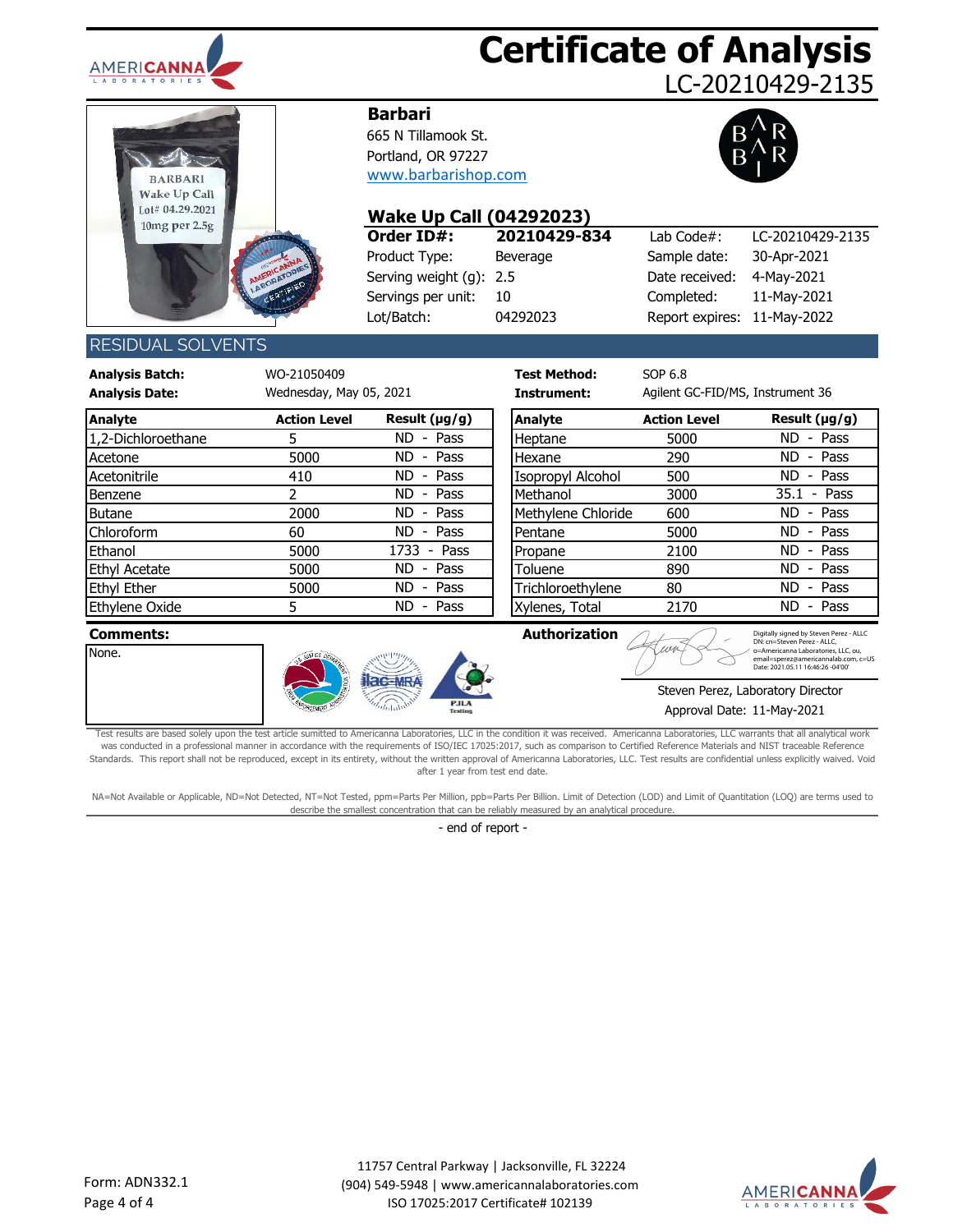# Certificate of Analysis

LC-20210429-2135

**Barbari**
665 N Tillamook St.
Portland, OR 97227
www.barbarishop.com

## Wake Up Call (04292023)

| | | | |
|---|---|---|---|
| **Order ID#:** | **20210429-834** | Lab Code#: | LC-20210429-2135 |
| Product Type: | Beverage | Sample date: | 30-Apr-2021 |
| Serving weight (g): | 2.5 | Date received: | 4-May-2021 |
| Servings per unit: | 10 | Completed: | 11-May-2021 |
| Lot/Batch: | 04292023 | Report expires: | 11-May-2022 |

## RESIDUAL SOLVENTS

**Analysis Batch:** WO-21050409
**Analysis Date:** Wednesday, May 05, 2021
**Test Method:** SOP 6.8
**Instrument:** Agilent GC-FID/MS, Instrument 36

| Analyte | Action Level | Result (µg/g) |
|---|---|---|
| 1,2-Dichloroethane | 5 | ND - Pass |
| Acetone | 5000 | ND - Pass |
| Acetonitrile | 410 | ND - Pass |
| Benzene | 2 | ND - Pass |
| Butane | 2000 | ND - Pass |
| Chloroform | 60 | ND - Pass |
| Ethanol | 5000 | 1733 - Pass |
| Ethyl Acetate | 5000 | ND - Pass |
| Ethyl Ether | 5000 | ND - Pass |
| Ethylene Oxide | 5 | ND - Pass |
| Heptane | 5000 | ND - Pass |
| Hexane | 290 | ND - Pass |
| Isopropyl Alcohol | 500 | ND - Pass |
| Methanol | 3000 | 35.1 - Pass |
| Methylene Chloride | 600 | ND - Pass |
| Pentane | 5000 | ND - Pass |
| Propane | 2100 | ND - Pass |
| Toluene | 890 | ND - Pass |
| Trichloroethylene | 80 | ND - Pass |
| Xylenes, Total | 2170 | ND - Pass |

**Comments:**
None.

**Authorization**

Digitally signed by Steven Perez - ALLC
DN: cn=Steven Perez - ALLC, o=Americanna Laboratories, LLC, ou, email=sperez@americannalab.com, c=US
Date: 2021.05.11 16:46:26 -04'00'

Steven Perez, Laboratory Director
Approval Date: 11-May-2021

Test results are based solely upon the test article sumitted to Americanna Laboratories, LLC in the condition it was received. Americanna Laboratories, LLC warrants that all analytical work was conducted in a professional manner in accordance with the requirements of ISO/IEC 17025:2017, such as comparison to Certified Reference Materials and NIST traceable Reference Standards. This report shall not be reproduced, except in its entirety, without the written approval of Americanna Laboratories, LLC. Test results are confidential unless explicitly waived. Void after 1 year from test end date.

NA=Not Available or Applicable, ND=Not Detected, NT=Not Tested, ppm=Parts Per Million, ppb=Parts Per Billion. Limit of Detection (LOD) and Limit of Quantitation (LOQ) are terms used to describe the smallest concentration that can be reliably measured by an analytical procedure.

- end of report -

Form: ADN332.1

11757 Central Parkway | Jacksonville, FL 32224
(904) 549-5948 | www.americannalaboratories.com
ISO 17025:2017 Certificate# 102139